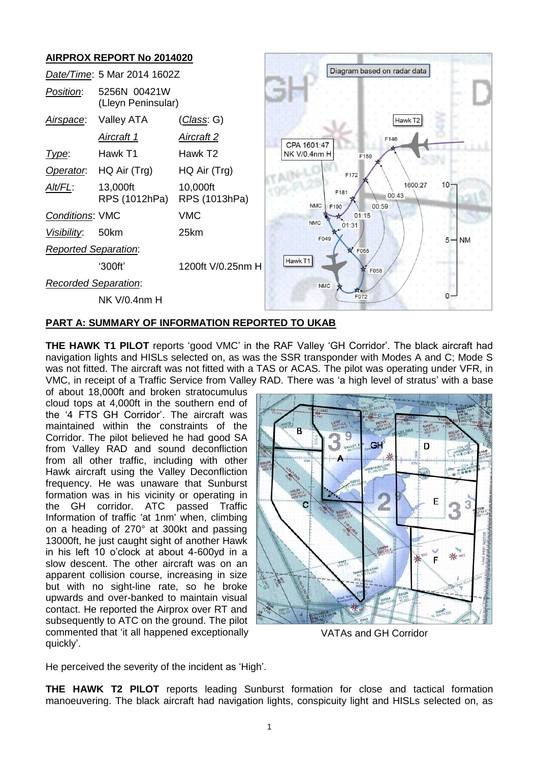## AIRPROX REPORT No 2014020

| | | |
|---|---|---|
| *Date/Time*: | 5 Mar 2014 1602Z | |
| *Position*: | 5256N 00421W (Lleyn Peninsular) | |
| *Airspace*: | Valley ATA | (*Class*: G) |
| | *Aircraft 1* | *Aircraft 2* |
| *Type*: | Hawk T1 | Hawk T2 |
| *Operator*: | HQ Air (Trg) | HQ Air (Trg) |
| *Alt/FL*: | 13,000ft RPS (1012hPa) | 10,000ft RPS (1013hPa) |
| *Conditions*: | VMC | VMC |
| *Visibility*: | 50km | 25km |
| *Reported Separation*: | | |
| | '300ft' | 1200ft V/0.25nm H |
| *Recorded Separation*: | | |
| | NK V/0.4nm H | |

Diagram based on radar data

## PART A: SUMMARY OF INFORMATION REPORTED TO UKAB

**THE HAWK T1 PILOT** reports 'good VMC' in the RAF Valley 'GH Corridor'. The black aircraft had navigation lights and HISLs selected on, as was the SSR transponder with Modes A and C; Mode S was not fitted. The aircraft was not fitted with a TAS or ACAS. The pilot was operating under VFR, in VMC, in receipt of a Traffic Service from Valley RAD. There was 'a high level of stratus' with a base of about 18,000ft and broken stratocumulus cloud tops at 4,000ft in the southern end of the '4 FTS GH Corridor'. The aircraft was maintained within the constraints of the Corridor. The pilot believed he had good SA from Valley RAD and sound deconfliction from all other traffic, including with other Hawk aircraft using the Valley Deconfliction frequency. He was unaware that Sunburst formation was in his vicinity or operating in the GH corridor. ATC passed Traffic Information of traffic 'at 1nm' when, climbing on a heading of 270° at 300kt and passing 13000ft, he just caught sight of another Hawk in his left 10 o'clock at about 4-600yd in a slow descent. The other aircraft was on an apparent collision course, increasing in size but with no sight-line rate, so he broke upwards and over-banked to maintain visual contact. He reported the Airprox over RT and subsequently to ATC on the ground. The pilot commented that 'it all happened exceptionally quickly'.

VATAs and GH Corridor

He perceived the severity of the incident as 'High'.

**THE HAWK T2 PILOT** reports leading Sunburst formation for close and tactical formation manoeuvering. The black aircraft had navigation lights, conspicuity light and HISLs selected on, as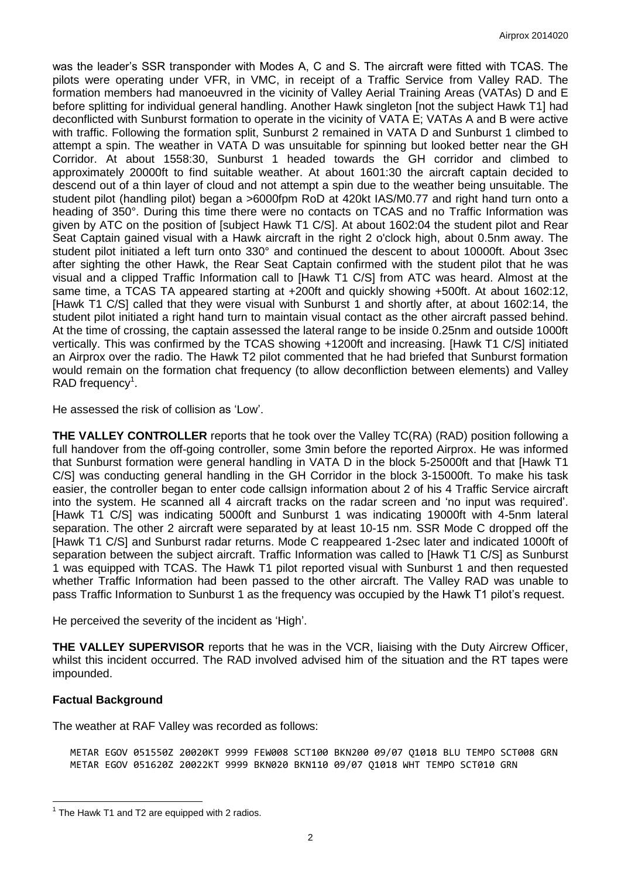was the leader's SSR transponder with Modes A, C and S. The aircraft were fitted with TCAS. The pilots were operating under VFR, in VMC, in receipt of a Traffic Service from Valley RAD. The formation members had manoeuvred in the vicinity of Valley Aerial Training Areas (VATAs) D and E before splitting for individual general handling. Another Hawk singleton [not the subject Hawk T1] had deconflicted with Sunburst formation to operate in the vicinity of VATA E; VATAs A and B were active with traffic. Following the formation split, Sunburst 2 remained in VATA D and Sunburst 1 climbed to attempt a spin. The weather in VATA D was unsuitable for spinning but looked better near the GH Corridor. At about 1558:30, Sunburst 1 headed towards the GH corridor and climbed to approximately 20000ft to find suitable weather. At about 1601:30 the aircraft captain decided to descend out of a thin layer of cloud and not attempt a spin due to the weather being unsuitable. The student pilot (handling pilot) began a >6000fpm RoD at 420kt IAS/M0.77 and right hand turn onto a heading of 350°. During this time there were no contacts on TCAS and no Traffic Information was given by ATC on the position of [subject Hawk T1 C/S]. At about 1602:04 the student pilot and Rear Seat Captain gained visual with a Hawk aircraft in the right 2 o'clock high, about 0.5nm away. The student pilot initiated a left turn onto 330° and continued the descent to about 10000ft. About 3sec after sighting the other Hawk, the Rear Seat Captain confirmed with the student pilot that he was visual and a clipped Traffic Information call to [Hawk T1 C/S] from ATC was heard. Almost at the same time, a TCAS TA appeared starting at +200ft and quickly showing +500ft. At about 1602:12, [Hawk T1 C/S] called that they were visual with Sunburst 1 and shortly after, at about 1602:14, the student pilot initiated a right hand turn to maintain visual contact as the other aircraft passed behind. At the time of crossing, the captain assessed the lateral range to be inside 0.25nm and outside 1000ft vertically. This was confirmed by the TCAS showing +1200ft and increasing. [Hawk T1 C/S] initiated an Airprox over the radio. The Hawk T2 pilot commented that he had briefed that Sunburst formation would remain on the formation chat frequency (to allow deconfliction between elements) and Valley RAD frequency[1].

He assessed the risk of collision as 'Low'.

**THE VALLEY CONTROLLER** reports that he took over the Valley TC(RA) (RAD) position following a full handover from the off-going controller, some 3min before the reported Airprox. He was informed that Sunburst formation were general handling in VATA D in the block 5-25000ft and that [Hawk T1 C/S] was conducting general handling in the GH Corridor in the block 3-15000ft. To make his task easier, the controller began to enter code callsign information about 2 of his 4 Traffic Service aircraft into the system. He scanned all 4 aircraft tracks on the radar screen and 'no input was required'. [Hawk T1 C/S] was indicating 5000ft and Sunburst 1 was indicating 19000ft with 4-5nm lateral separation. The other 2 aircraft were separated by at least 10-15 nm. SSR Mode C dropped off the [Hawk T1 C/S] and Sunburst radar returns. Mode C reappeared 1-2sec later and indicated 1000ft of separation between the subject aircraft. Traffic Information was called to [Hawk T1 C/S] as Sunburst 1 was equipped with TCAS. The Hawk T1 pilot reported visual with Sunburst 1 and then requested whether Traffic Information had been passed to the other aircraft. The Valley RAD was unable to pass Traffic Information to Sunburst 1 as the frequency was occupied by the Hawk T1 pilot's request.

He perceived the severity of the incident as 'High'.

**THE VALLEY SUPERVISOR** reports that he was in the VCR, liaising with the Duty Aircrew Officer, whilst this incident occurred. The RAD involved advised him of the situation and the RT tapes were impounded.

## Factual Background

The weather at RAF Valley was recorded as follows:

```
METAR EGOV 051550Z 20020KT 9999 FEW008 SCT100 BKN200 09/07 Q1018 BLU TEMPO SCT008 GRN
METAR EGOV 051620Z 20022KT 9999 BKN020 BKN110 09/07 Q1018 WHT TEMPO SCT010 GRN
```

[1] The Hawk T1 and T2 are equipped with 2 radios.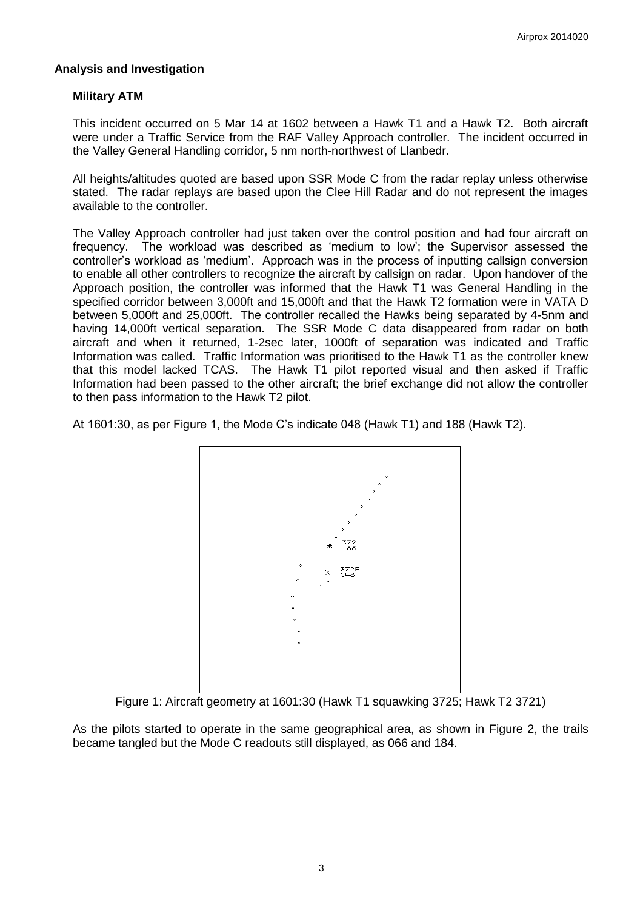## Analysis and Investigation

### Military ATM

This incident occurred on 5 Mar 14 at 1602 between a Hawk T1 and a Hawk T2. Both aircraft were under a Traffic Service from the RAF Valley Approach controller. The incident occurred in the Valley General Handling corridor, 5 nm north-northwest of Llanbedr.

All heights/altitudes quoted are based upon SSR Mode C from the radar replay unless otherwise stated. The radar replays are based upon the Clee Hill Radar and do not represent the images available to the controller.

The Valley Approach controller had just taken over the control position and had four aircraft on frequency. The workload was described as 'medium to low'; the Supervisor assessed the controller's workload as 'medium'. Approach was in the process of inputting callsign conversion to enable all other controllers to recognize the aircraft by callsign on radar. Upon handover of the Approach position, the controller was informed that the Hawk T1 was General Handling in the specified corridor between 3,000ft and 15,000ft and that the Hawk T2 formation were in VATA D between 5,000ft and 25,000ft. The controller recalled the Hawks being separated by 4-5nm and having 14,000ft vertical separation. The SSR Mode C data disappeared from radar on both aircraft and when it returned, 1-2sec later, 1000ft of separation was indicated and Traffic Information was called. Traffic Information was prioritised to the Hawk T1 as the controller knew that this model lacked TCAS. The Hawk T1 pilot reported visual and then asked if Traffic Information had been passed to the other aircraft; the brief exchange did not allow the controller to then pass information to the Hawk T2 pilot.

At 1601:30, as per Figure 1, the Mode C's indicate 048 (Hawk T1) and 188 (Hawk T2).

Figure 1: Aircraft geometry at 1601:30 (Hawk T1 squawking 3725; Hawk T2 3721)

As the pilots started to operate in the same geographical area, as shown in Figure 2, the trails became tangled but the Mode C readouts still displayed, as 066 and 184.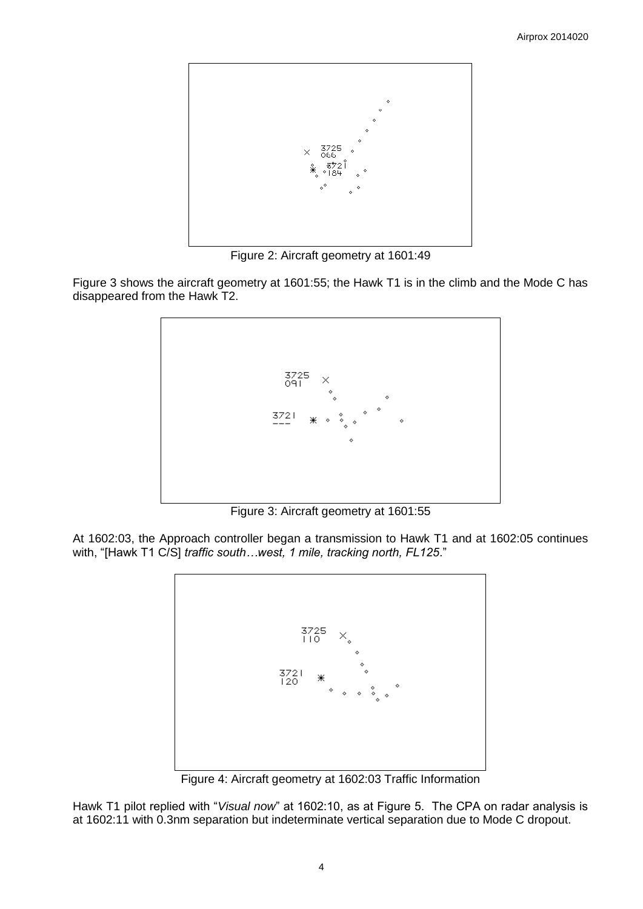Figure 2: Aircraft geometry at 1601:49

Figure 3 shows the aircraft geometry at 1601:55; the Hawk T1 is in the climb and the Mode C has disappeared from the Hawk T2.

Figure 3: Aircraft geometry at 1601:55

At 1602:03, the Approach controller began a transmission to Hawk T1 and at 1602:05 continues with, "[Hawk T1 C/S] *traffic south…west, 1 mile, tracking north, FL125*."

Figure 4: Aircraft geometry at 1602:03 Traffic Information

Hawk T1 pilot replied with "*Visual now*" at 1602:10, as at Figure 5. The CPA on radar analysis is at 1602:11 with 0.3nm separation but indeterminate vertical separation due to Mode C dropout.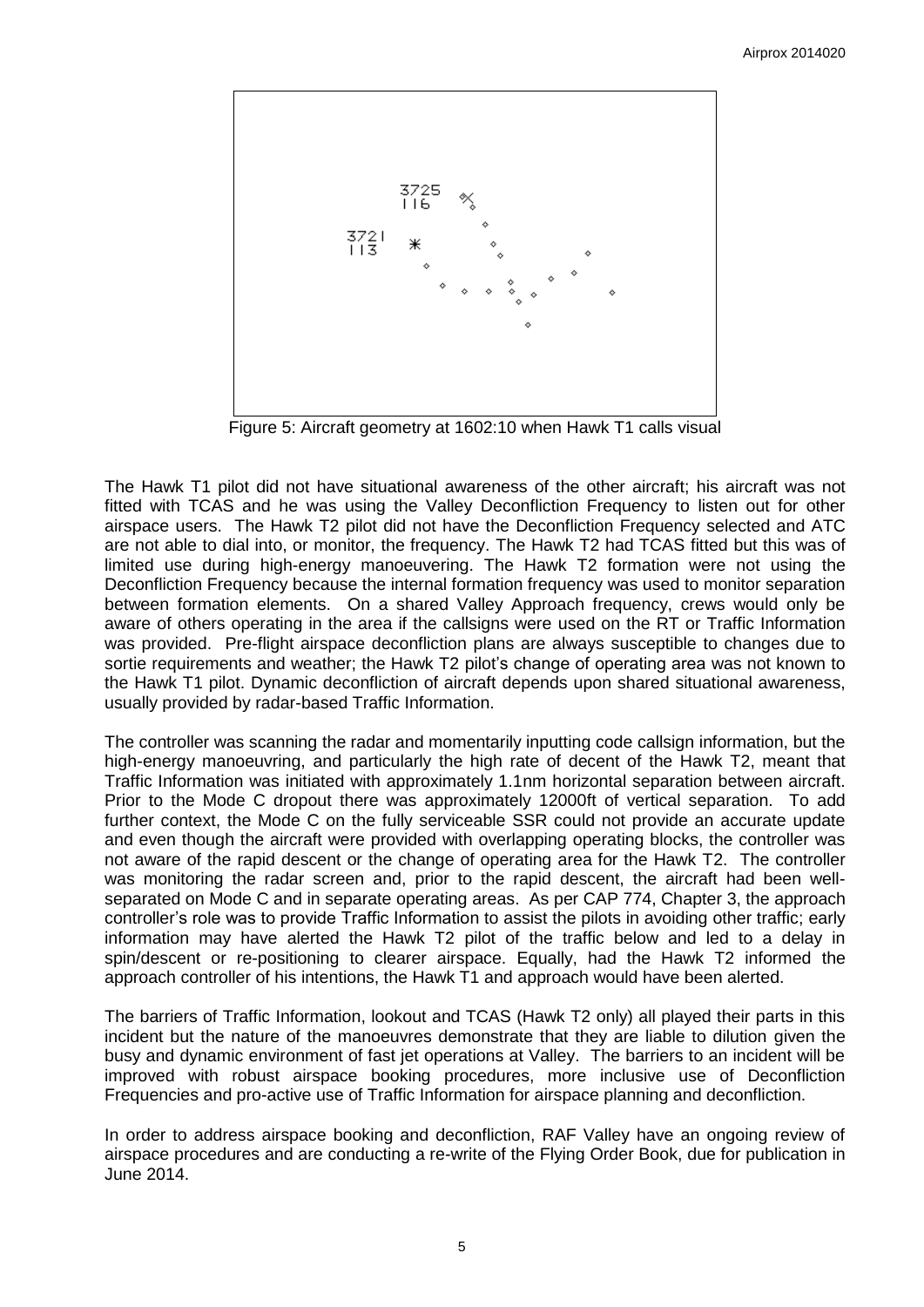Figure 5: Aircraft geometry at 1602:10 when Hawk T1 calls visual

The Hawk T1 pilot did not have situational awareness of the other aircraft; his aircraft was not fitted with TCAS and he was using the Valley Deconfliction Frequency to listen out for other airspace users. The Hawk T2 pilot did not have the Deconfliction Frequency selected and ATC are not able to dial into, or monitor, the frequency. The Hawk T2 had TCAS fitted but this was of limited use during high-energy manoeuvering. The Hawk T2 formation were not using the Deconfliction Frequency because the internal formation frequency was used to monitor separation between formation elements. On a shared Valley Approach frequency, crews would only be aware of others operating in the area if the callsigns were used on the RT or Traffic Information was provided. Pre-flight airspace deconfliction plans are always susceptible to changes due to sortie requirements and weather; the Hawk T2 pilot's change of operating area was not known to the Hawk T1 pilot. Dynamic deconfliction of aircraft depends upon shared situational awareness, usually provided by radar-based Traffic Information.

The controller was scanning the radar and momentarily inputting code callsign information, but the high-energy manoeuvring, and particularly the high rate of decent of the Hawk T2, meant that Traffic Information was initiated with approximately 1.1nm horizontal separation between aircraft. Prior to the Mode C dropout there was approximately 12000ft of vertical separation. To add further context, the Mode C on the fully serviceable SSR could not provide an accurate update and even though the aircraft were provided with overlapping operating blocks, the controller was not aware of the rapid descent or the change of operating area for the Hawk T2. The controller was monitoring the radar screen and, prior to the rapid descent, the aircraft had been well-separated on Mode C and in separate operating areas. As per CAP 774, Chapter 3, the approach controller's role was to provide Traffic Information to assist the pilots in avoiding other traffic; early information may have alerted the Hawk T2 pilot of the traffic below and led to a delay in spin/descent or re-positioning to clearer airspace. Equally, had the Hawk T2 informed the approach controller of his intentions, the Hawk T1 and approach would have been alerted.

The barriers of Traffic Information, lookout and TCAS (Hawk T2 only) all played their parts in this incident but the nature of the manoeuvres demonstrate that they are liable to dilution given the busy and dynamic environment of fast jet operations at Valley. The barriers to an incident will be improved with robust airspace booking procedures, more inclusive use of Deconfliction Frequencies and pro-active use of Traffic Information for airspace planning and deconfliction.

In order to address airspace booking and deconfliction, RAF Valley have an ongoing review of airspace procedures and are conducting a re-write of the Flying Order Book, due for publication in June 2014.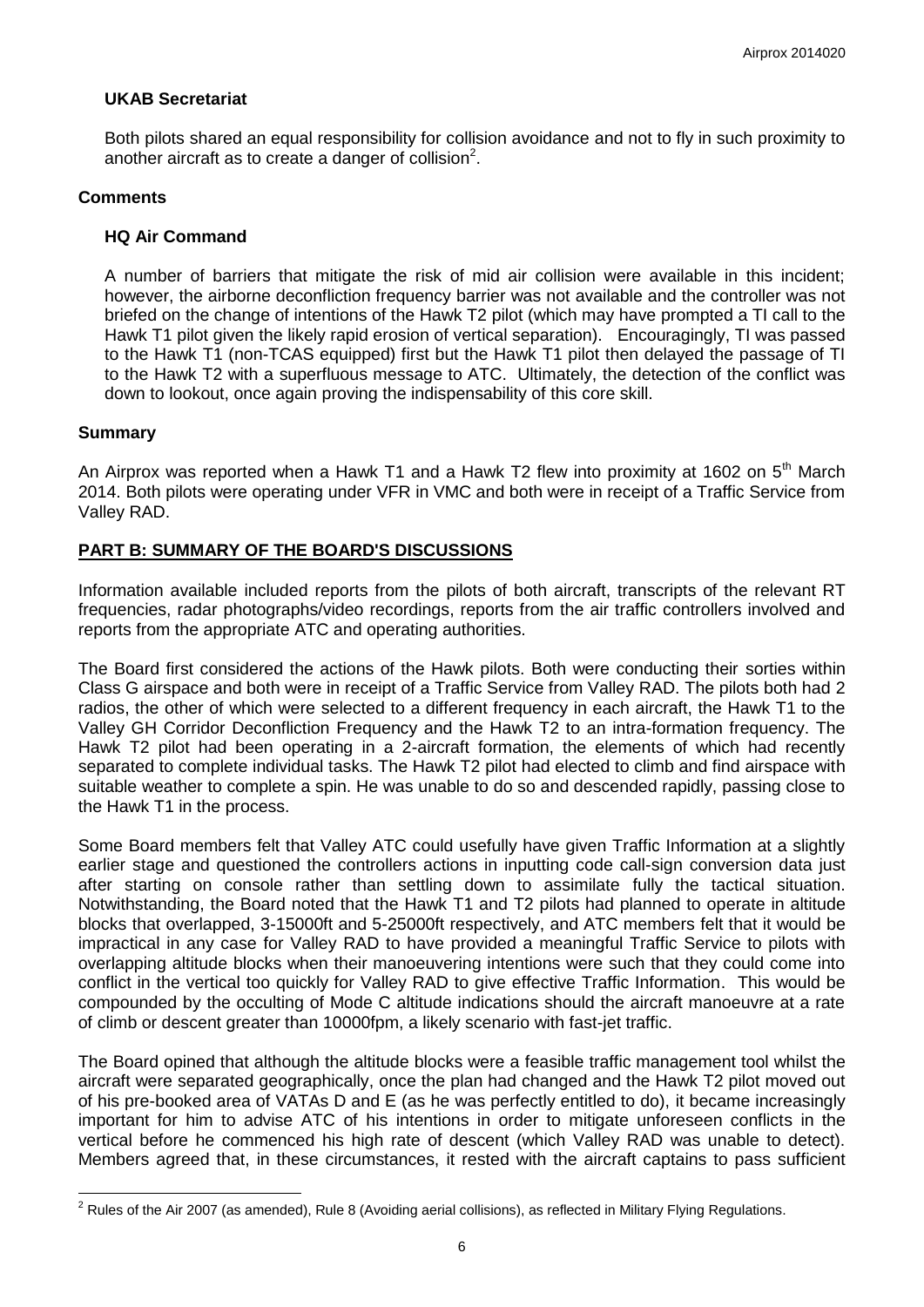### UKAB Secretariat

Both pilots shared an equal responsibility for collision avoidance and not to fly in such proximity to another aircraft as to create a danger of collision[2].

## Comments

### HQ Air Command

A number of barriers that mitigate the risk of mid air collision were available in this incident; however, the airborne deconfliction frequency barrier was not available and the controller was not briefed on the change of intentions of the Hawk T2 pilot (which may have prompted a TI call to the Hawk T1 pilot given the likely rapid erosion of vertical separation). Encouragingly, TI was passed to the Hawk T1 (non-TCAS equipped) first but the Hawk T1 pilot then delayed the passage of TI to the Hawk T2 with a superfluous message to ATC. Ultimately, the detection of the conflict was down to lookout, once again proving the indispensability of this core skill.

## Summary

An Airprox was reported when a Hawk T1 and a Hawk T2 flew into proximity at 1602 on 5th March 2014. Both pilots were operating under VFR in VMC and both were in receipt of a Traffic Service from Valley RAD.

## PART B: SUMMARY OF THE BOARD'S DISCUSSIONS

Information available included reports from the pilots of both aircraft, transcripts of the relevant RT frequencies, radar photographs/video recordings, reports from the air traffic controllers involved and reports from the appropriate ATC and operating authorities.

The Board first considered the actions of the Hawk pilots. Both were conducting their sorties within Class G airspace and both were in receipt of a Traffic Service from Valley RAD. The pilots both had 2 radios, the other of which were selected to a different frequency in each aircraft, the Hawk T1 to the Valley GH Corridor Deconfliction Frequency and the Hawk T2 to an intra-formation frequency. The Hawk T2 pilot had been operating in a 2-aircraft formation, the elements of which had recently separated to complete individual tasks. The Hawk T2 pilot had elected to climb and find airspace with suitable weather to complete a spin. He was unable to do so and descended rapidly, passing close to the Hawk T1 in the process.

Some Board members felt that Valley ATC could usefully have given Traffic Information at a slightly earlier stage and questioned the controllers actions in inputting code call-sign conversion data just after starting on console rather than settling down to assimilate fully the tactical situation. Notwithstanding, the Board noted that the Hawk T1 and T2 pilots had planned to operate in altitude blocks that overlapped, 3-15000ft and 5-25000ft respectively, and ATC members felt that it would be impractical in any case for Valley RAD to have provided a meaningful Traffic Service to pilots with overlapping altitude blocks when their manoeuvering intentions were such that they could come into conflict in the vertical too quickly for Valley RAD to give effective Traffic Information. This would be compounded by the occulting of Mode C altitude indications should the aircraft manoeuvre at a rate of climb or descent greater than 10000fpm, a likely scenario with fast-jet traffic.

The Board opined that although the altitude blocks were a feasible traffic management tool whilst the aircraft were separated geographically, once the plan had changed and the Hawk T2 pilot moved out of his pre-booked area of VATAs D and E (as he was perfectly entitled to do), it became increasingly important for him to advise ATC of his intentions in order to mitigate unforeseen conflicts in the vertical before he commenced his high rate of descent (which Valley RAD was unable to detect). Members agreed that, in these circumstances, it rested with the aircraft captains to pass sufficient

[2] Rules of the Air 2007 (as amended), Rule 8 (Avoiding aerial collisions), as reflected in Military Flying Regulations.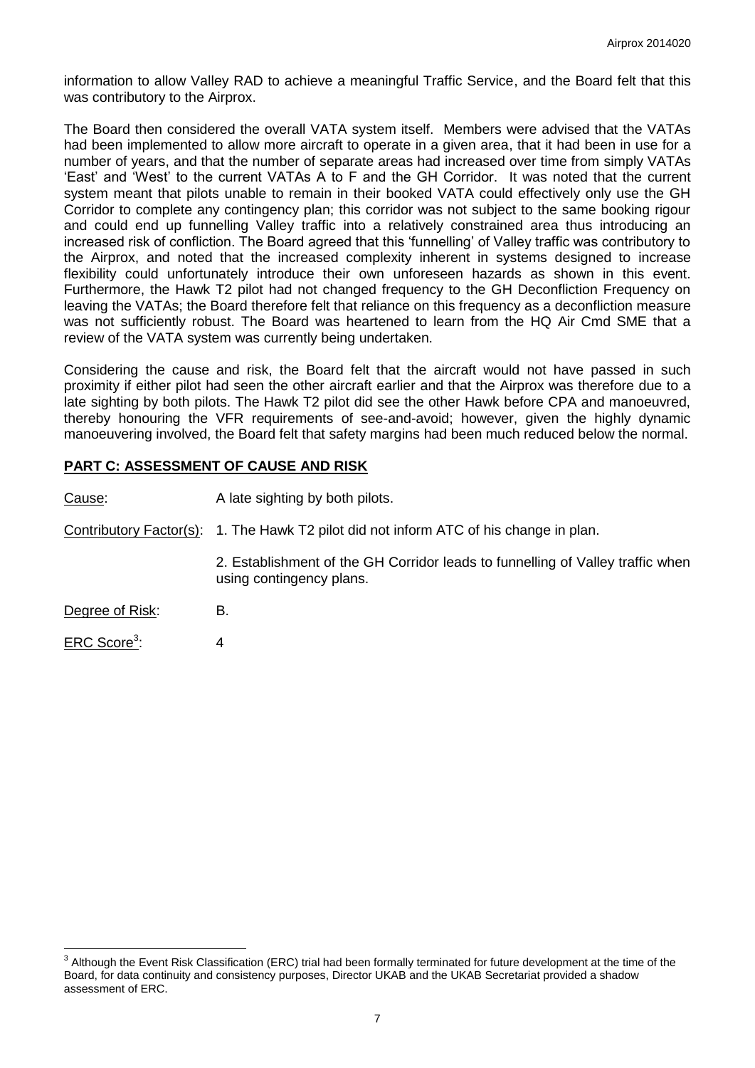information to allow Valley RAD to achieve a meaningful Traffic Service, and the Board felt that this was contributory to the Airprox.

The Board then considered the overall VATA system itself. Members were advised that the VATAs had been implemented to allow more aircraft to operate in a given area, that it had been in use for a number of years, and that the number of separate areas had increased over time from simply VATAs 'East' and 'West' to the current VATAs A to F and the GH Corridor. It was noted that the current system meant that pilots unable to remain in their booked VATA could effectively only use the GH Corridor to complete any contingency plan; this corridor was not subject to the same booking rigour and could end up funnelling Valley traffic into a relatively constrained area thus introducing an increased risk of confliction. The Board agreed that this 'funnelling' of Valley traffic was contributory to the Airprox, and noted that the increased complexity inherent in systems designed to increase flexibility could unfortunately introduce their own unforeseen hazards as shown in this event. Furthermore, the Hawk T2 pilot had not changed frequency to the GH Deconfliction Frequency on leaving the VATAs; the Board therefore felt that reliance on this frequency as a deconfliction measure was not sufficiently robust. The Board was heartened to learn from the HQ Air Cmd SME that a review of the VATA system was currently being undertaken.

Considering the cause and risk, the Board felt that the aircraft would not have passed in such proximity if either pilot had seen the other aircraft earlier and that the Airprox was therefore due to a late sighting by both pilots. The Hawk T2 pilot did see the other Hawk before CPA and manoeuvred, thereby honouring the VFR requirements of see-and-avoid; however, given the highly dynamic manoeuvering involved, the Board felt that safety margins had been much reduced below the normal.

## PART C: ASSESSMENT OF CAUSE AND RISK

Cause: A late sighting by both pilots.

Contributory Factor(s): 1. The Hawk T2 pilot did not inform ATC of his change in plan.

2. Establishment of the GH Corridor leads to funnelling of Valley traffic when using contingency plans.

Degree of Risk: B.

ERC Score[3]: 4

[3] Although the Event Risk Classification (ERC) trial had been formally terminated for future development at the time of the Board, for data continuity and consistency purposes, Director UKAB and the UKAB Secretariat provided a shadow assessment of ERC.